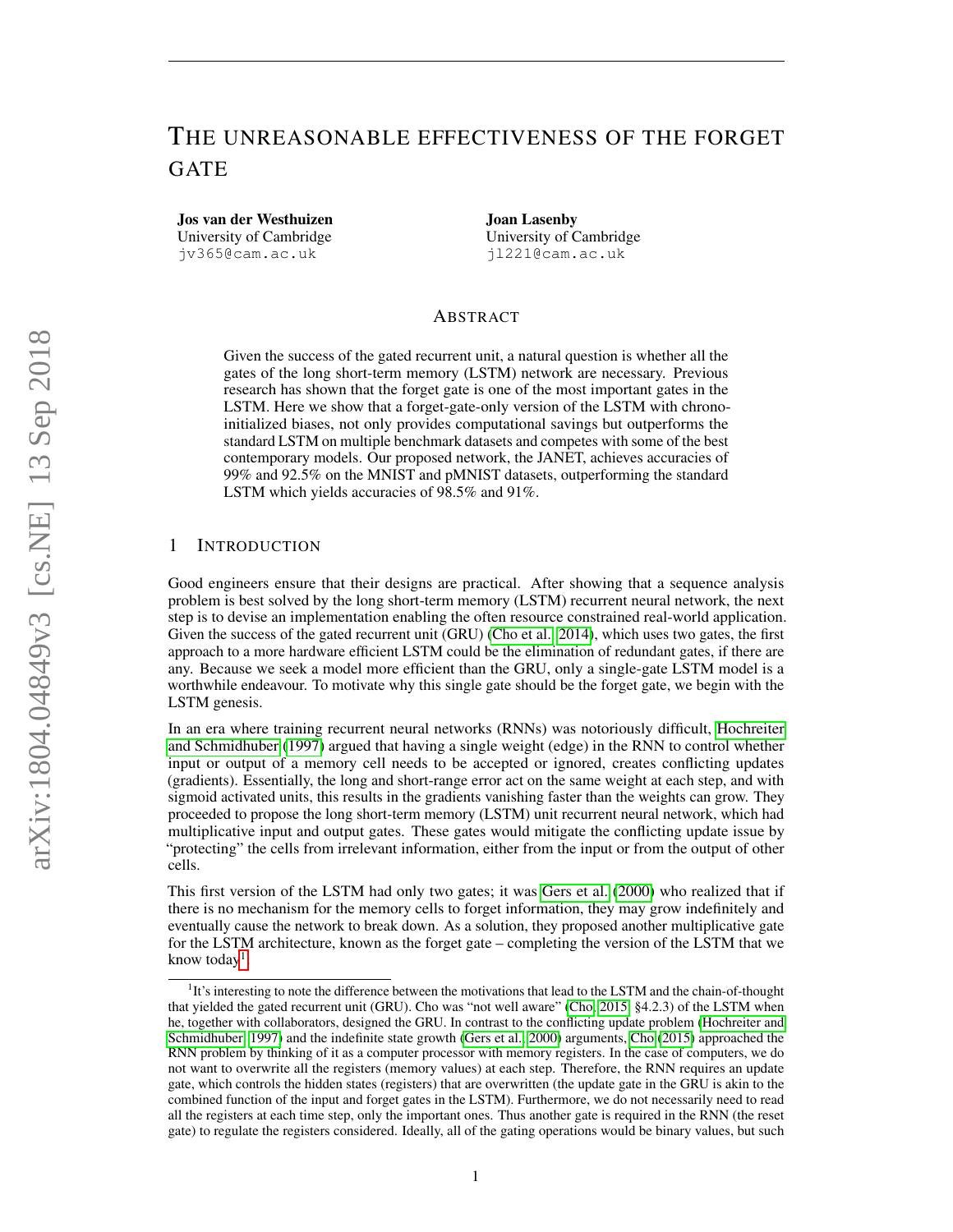# THE UNREASONABLE EFFECTIVENESS OF THE FORGET GATE

**Jos van der Westhuizen**
University of Cambridge
jv365@cam.ac.uk

**Joan Lasenby**
University of Cambridge
jl221@cam.ac.uk

## ABSTRACT

Given the success of the gated recurrent unit, a natural question is whether all the gates of the long short-term memory (LSTM) network are necessary. Previous research has shown that the forget gate is one of the most important gates in the LSTM. Here we show that a forget-gate-only version of the LSTM with chrono-initialized biases, not only provides computational savings but outperforms the standard LSTM on multiple benchmark datasets and competes with some of the best contemporary models. Our proposed network, the JANET, achieves accuracies of 99% and 92.5% on the MNIST and pMNIST datasets, outperforming the standard LSTM which yields accuracies of 98.5% and 91%.

## 1 INTRODUCTION

Good engineers ensure that their designs are practical. After showing that a sequence analysis problem is best solved by the long short-term memory (LSTM) recurrent neural network, the next step is to devise an implementation enabling the often resource constrained real-world application. Given the success of the gated recurrent unit (GRU) (Cho et al., 2014), which uses two gates, the first approach to a more hardware efficient LSTM could be the elimination of redundant gates, if there are any. Because we seek a model more efficient than the GRU, only a single-gate LSTM model is a worthwhile endeavour. To motivate why this single gate should be the forget gate, we begin with the LSTM genesis.

In an era where training recurrent neural networks (RNNs) was notoriously difficult, Hochreiter and Schmidhuber (1997) argued that having a single weight (edge) in the RNN to control whether input or output of a memory cell needs to be accepted or ignored, creates conflicting updates (gradients). Essentially, the long and short-range error act on the same weight at each step, and with sigmoid activated units, this results in the gradients vanishing faster than the weights can grow. They proceeded to propose the long short-term memory (LSTM) unit recurrent neural network, which had multiplicative input and output gates. These gates would mitigate the conflicting update issue by "protecting" the cells from irrelevant information, either from the input or from the output of other cells.

This first version of the LSTM had only two gates; it was Gers et al. (2000) who realized that if there is no mechanism for the memory cells to forget information, they may grow indefinitely and eventually cause the network to break down. As a solution, they proposed another multiplicative gate for the LSTM architecture, known as the forget gate – completing the version of the LSTM that we know today[1].

[1] It's interesting to note the difference between the motivations that lead to the LSTM and the chain-of-thought that yielded the gated recurrent unit (GRU). Cho was "not well aware" (Cho, 2015, §4.2.3) of the LSTM when he, together with collaborators, designed the GRU. In contrast to the conflicting update problem (Hochreiter and Schmidhuber, 1997) and the indefinite state growth (Gers et al., 2000) arguments, Cho (2015) approached the RNN problem by thinking of it as a computer processor with memory registers. In the case of computers, we do not want to overwrite all the registers (memory values) at each step. Therefore, the RNN requires an update gate, which controls the hidden states (registers) that are overwritten (the update gate in the GRU is akin to the combined function of the input and forget gates in the LSTM). Furthermore, we do not necessarily need to read all the registers at each time step, only the important ones. Thus another gate is required in the RNN (the reset gate) to regulate the registers considered. Ideally, all of the gating operations would be binary values, but such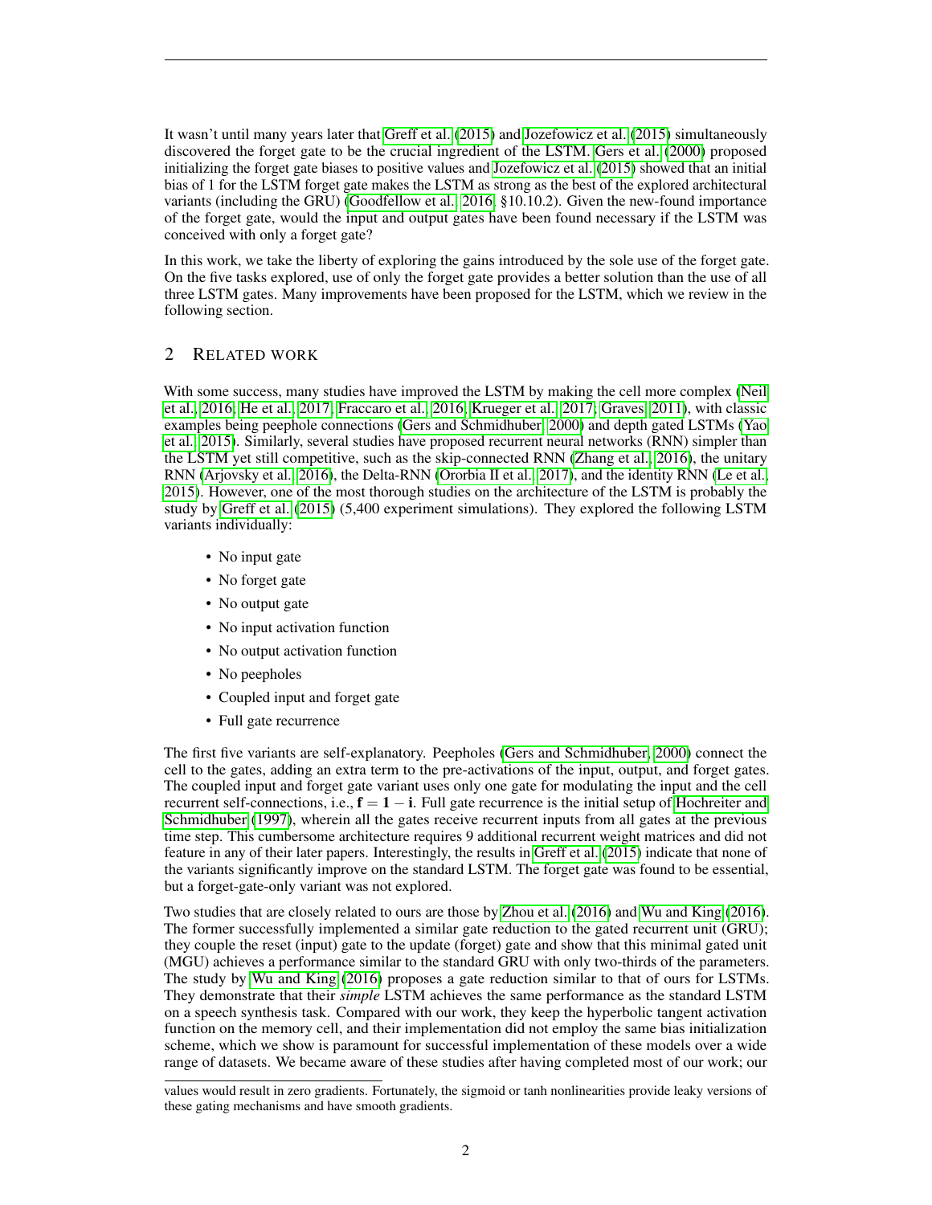It wasn't until many years later that Greff et al. (2015) and Jozefowicz et al. (2015) simultaneously discovered the forget gate to be the crucial ingredient of the LSTM. Gers et al. (2000) proposed initializing the forget gate biases to positive values and Jozefowicz et al. (2015) showed that an initial bias of 1 for the LSTM forget gate makes the LSTM as strong as the best of the explored architectural variants (including the GRU) (Goodfellow et al., 2016, §10.10.2). Given the new-found importance of the forget gate, would the input and output gates have been found necessary if the LSTM was conceived with only a forget gate?

In this work, we take the liberty of exploring the gains introduced by the sole use of the forget gate. On the five tasks explored, use of only the forget gate provides a better solution than the use of all three LSTM gates. Many improvements have been proposed for the LSTM, which we review in the following section.

## 2 Related work

With some success, many studies have improved the LSTM by making the cell more complex (Neil et al., 2016; He et al., 2017; Fraccaro et al., 2016; Krueger et al., 2017; Graves, 2011), with classic examples being peephole connections (Gers and Schmidhuber, 2000) and depth gated LSTMs (Yao et al., 2015). Similarly, several studies have proposed recurrent neural networks (RNN) simpler than the LSTM yet still competitive, such as the skip-connected RNN (Zhang et al., 2016), the unitary RNN (Arjovsky et al., 2016), the Delta-RNN (Ororbia II et al., 2017), and the identity RNN (Le et al., 2015). However, one of the most thorough studies on the architecture of the LSTM is probably the study by Greff et al. (2015) (5,400 experiment simulations). They explored the following LSTM variants individually:

- No input gate
- No forget gate
- No output gate
- No input activation function
- No output activation function
- No peepholes
- Coupled input and forget gate
- Full gate recurrence

The first five variants are self-explanatory. Peepholes (Gers and Schmidhuber, 2000) connect the cell to the gates, adding an extra term to the pre-activations of the input, output, and forget gates. The coupled input and forget gate variant uses only one gate for modulating the input and the cell recurrent self-connections, i.e., $\mathbf{f} = \mathbf{1} - \mathbf{i}$. Full gate recurrence is the initial setup of Hochreiter and Schmidhuber (1997), wherein all the gates receive recurrent inputs from all gates at the previous time step. This cumbersome architecture requires 9 additional recurrent weight matrices and did not feature in any of their later papers. Interestingly, the results in Greff et al. (2015) indicate that none of the variants significantly improve on the standard LSTM. The forget gate was found to be essential, but a forget-gate-only variant was not explored.

Two studies that are closely related to ours are those by Zhou et al. (2016) and Wu and King (2016). The former successfully implemented a similar gate reduction to the gated recurrent unit (GRU); they couple the reset (input) gate to the update (forget) gate and show that this minimal gated unit (MGU) achieves a performance similar to the standard GRU with only two-thirds of the parameters. The study by Wu and King (2016) proposes a gate reduction similar to that of ours for LSTMs. They demonstrate that their *simple* LSTM achieves the same performance as the standard LSTM on a speech synthesis task. Compared with our work, they keep the hyperbolic tangent activation function on the memory cell, and their implementation did not employ the same bias initialization scheme, which we show is paramount for successful implementation of these models over a wide range of datasets. We became aware of these studies after having completed most of our work; our

values would result in zero gradients. Fortunately, the sigmoid or tanh nonlinearities provide leaky versions of these gating mechanisms and have smooth gradients.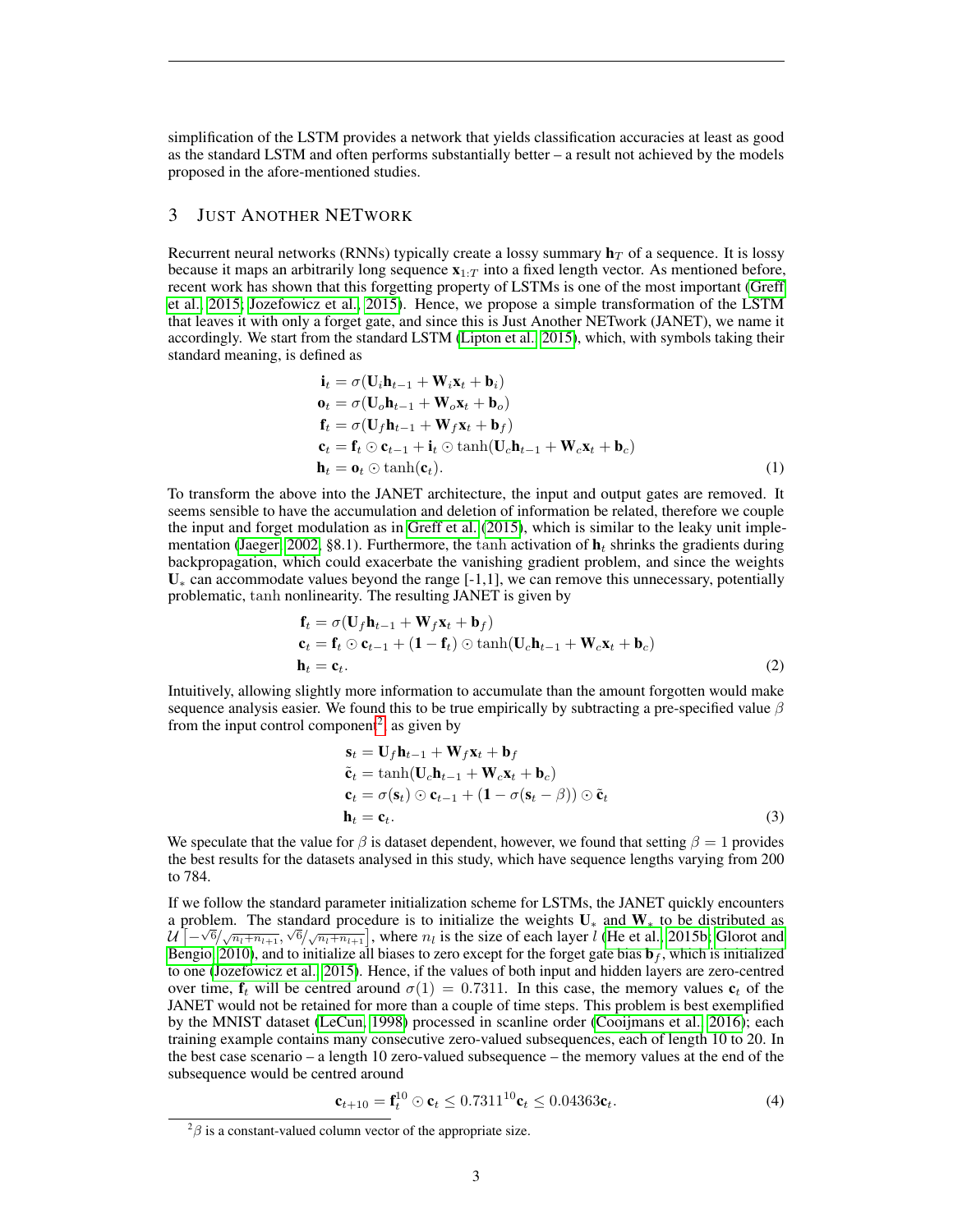simplification of the LSTM provides a network that yields classification accuracies at least as good as the standard LSTM and often performs substantially better – a result not achieved by the models proposed in the afore-mentioned studies.

## 3 Just Another NETwork

Recurrent neural networks (RNNs) typically create a lossy summary $\mathbf{h}_T$ of a sequence. It is lossy because it maps an arbitrarily long sequence $\mathbf{x}_{1:T}$ into a fixed length vector. As mentioned before, recent work has shown that this forgetting property of LSTMs is one of the most important (Greff et al., 2015; Jozefowicz et al., 2015). Hence, we propose a simple transformation of the LSTM that leaves it with only a forget gate, and since this is Just Another NETwork (JANET), we name it accordingly. We start from the standard LSTM (Lipton et al., 2015), which, with symbols taking their standard meaning, is defined as

$$
\begin{aligned}
\mathbf{i}_t &= \sigma(\mathbf{U}_i\mathbf{h}_{t-1} + \mathbf{W}_i\mathbf{x}_t + \mathbf{b}_i) \\
\mathbf{o}_t &= \sigma(\mathbf{U}_o\mathbf{h}_{t-1} + \mathbf{W}_o\mathbf{x}_t + \mathbf{b}_o) \\
\mathbf{f}_t &= \sigma(\mathbf{U}_f\mathbf{h}_{t-1} + \mathbf{W}_f\mathbf{x}_t + \mathbf{b}_f) \\
\mathbf{c}_t &= \mathbf{f}_t \odot \mathbf{c}_{t-1} + \mathbf{i}_t \odot \tanh(\mathbf{U}_c\mathbf{h}_{t-1} + \mathbf{W}_c\mathbf{x}_t + \mathbf{b}_c) \\
\mathbf{h}_t &= \mathbf{o}_t \odot \tanh(\mathbf{c}_t).
\end{aligned} \tag{1}
$$

To transform the above into the JANET architecture, the input and output gates are removed. It seems sensible to have the accumulation and deletion of information be related, therefore we couple the input and forget modulation as in Greff et al. (2015), which is similar to the leaky unit implementation (Jaeger, 2002, §8.1). Furthermore, the $\tanh$ activation of $\mathbf{h}_t$ shrinks the gradients during backpropagation, which could exacerbate the vanishing gradient problem, and since the weights $\mathbf{U}_*$ can accommodate values beyond the range [-1,1], we can remove this unnecessary, potentially problematic, $\tanh$ nonlinearity. The resulting JANET is given by

$$
\begin{aligned}
\mathbf{f}_t &= \sigma(\mathbf{U}_f\mathbf{h}_{t-1} + \mathbf{W}_f\mathbf{x}_t + \mathbf{b}_f) \\
\mathbf{c}_t &= \mathbf{f}_t \odot \mathbf{c}_{t-1} + (\mathbf{1} - \mathbf{f}_t) \odot \tanh(\mathbf{U}_c\mathbf{h}_{t-1} + \mathbf{W}_c\mathbf{x}_t + \mathbf{b}_c) \\
\mathbf{h}_t &= \mathbf{c}_t.
\end{aligned} \tag{2}
$$

Intuitively, allowing slightly more information to accumulate than the amount forgotten would make sequence analysis easier. We found this to be true empirically by subtracting a pre-specified value $\beta$ from the input control component[2], as given by

$$
\begin{aligned}
\mathbf{s}_t &= \mathbf{U}_f\mathbf{h}_{t-1} + \mathbf{W}_f\mathbf{x}_t + \mathbf{b}_f \\
\tilde{\mathbf{c}}_t &= \tanh(\mathbf{U}_c\mathbf{h}_{t-1} + \mathbf{W}_c\mathbf{x}_t + \mathbf{b}_c) \\
\mathbf{c}_t &= \sigma(\mathbf{s}_t) \odot \mathbf{c}_{t-1} + (\mathbf{1} - \sigma(\mathbf{s}_t - \beta)) \odot \tilde{\mathbf{c}}_t \\
\mathbf{h}_t &= \mathbf{c}_t.
\end{aligned} \tag{3}
$$

We speculate that the value for $\beta$ is dataset dependent, however, we found that setting $\beta = 1$ provides the best results for the datasets analysed in this study, which have sequence lengths varying from 200 to 784.

If we follow the standard parameter initialization scheme for LSTMs, the JANET quickly encounters a problem. The standard procedure is to initialize the weights $\mathbf{U}_*$ and $\mathbf{W}_*$ to be distributed as $\mathcal{U}\left[-\sqrt{6}/\sqrt{n_l+n_{l+1}}, \sqrt{6}/\sqrt{n_l+n_{l+1}}\right]$, where $n_l$ is the size of each layer $l$ (He et al., 2015b; Glorot and Bengio, 2010), and to initialize all biases to zero except for the forget gate bias $\mathbf{b}_f$, which is initialized to one (Jozefowicz et al., 2015). Hence, if the values of both input and hidden layers are zero-centred over time, $\mathbf{f}_t$ will be centred around $\sigma(1) = 0.7311$. In this case, the memory values $\mathbf{c}_t$ of the JANET would not be retained for more than a couple of time steps. This problem is best exemplified by the MNIST dataset (LeCun, 1998) processed in scanline order (Cooijmans et al., 2016); each training example contains many consecutive zero-valued subsequences, each of length 10 to 20. In the best case scenario – a length 10 zero-valued subsequence – the memory values at the end of the subsequence would be centred around

$$
\mathbf{c}_{t+10} = \mathbf{f}_t^{10} \odot \mathbf{c}_t \leq 0.7311^{10}\mathbf{c}_t \leq 0.04363\mathbf{c}_t. \tag{4}
$$

[2] $\beta$ is a constant-valued column vector of the appropriate size.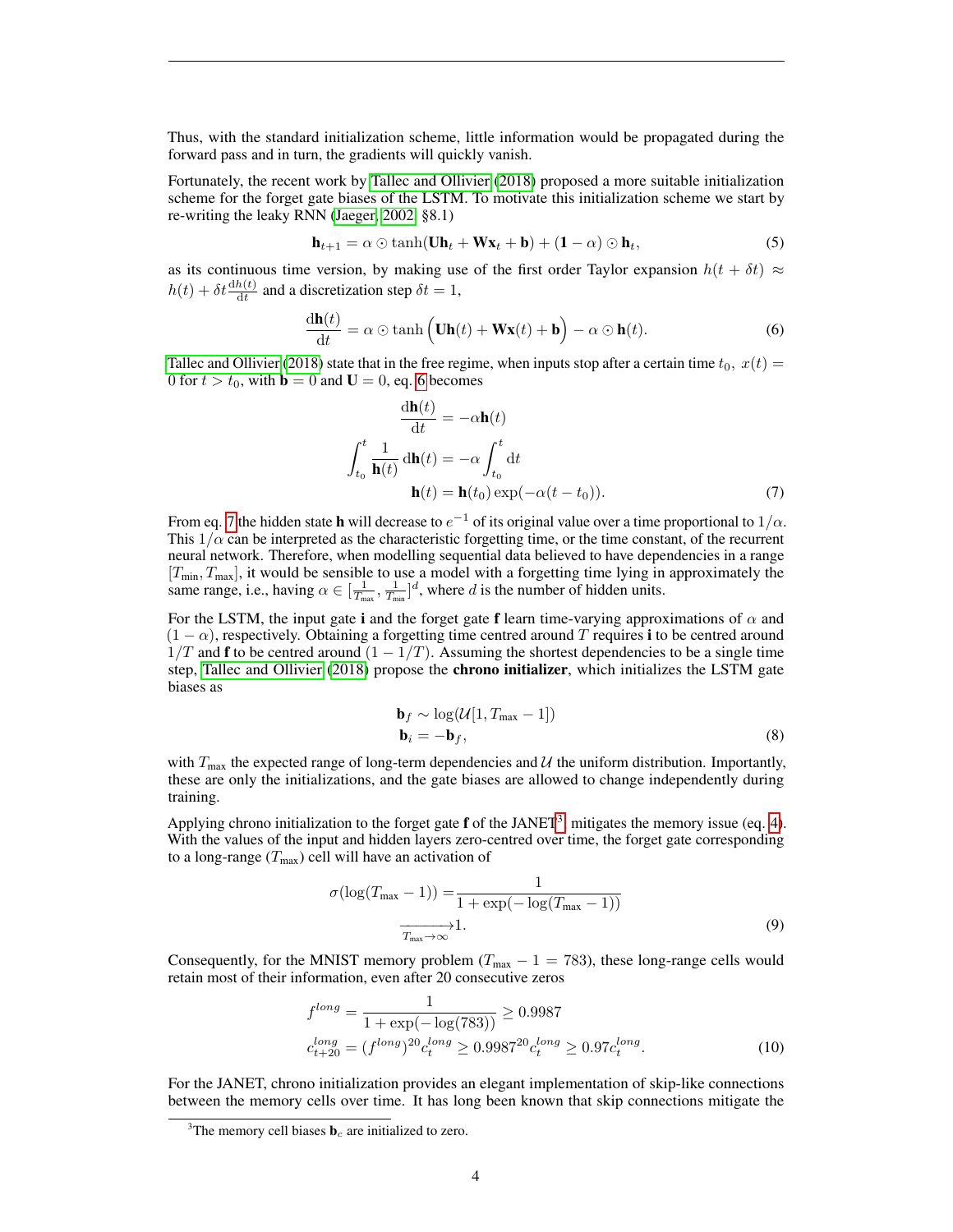Thus, with the standard initialization scheme, little information would be propagated during the forward pass and in turn, the gradients will quickly vanish.

Fortunately, the recent work by Tallec and Ollivier (2018) proposed a more suitable initialization scheme for the forget gate biases of the LSTM. To motivate this initialization scheme we start by re-writing the leaky RNN (Jaeger, 2002, §8.1)

$$\mathbf{h}_{t+1} = \alpha \odot \tanh(\mathbf{U}\mathbf{h}_t + \mathbf{W}\mathbf{x}_t + \mathbf{b}) + (\mathbf{1} - \alpha) \odot \mathbf{h}_t, \tag{5}$$

as its continuous time version, by making use of the first order Taylor expansion $h(t + \delta t) \approx h(t) + \delta t \frac{\mathrm{d}h(t)}{\mathrm{d}t}$ and a discretization step $\delta t = 1$,

$$\frac{\mathrm{d}\mathbf{h}(t)}{\mathrm{d}t} = \alpha \odot \tanh\Big(\mathbf{U}\mathbf{h}(t) + \mathbf{W}\mathbf{x}(t) + \mathbf{b}\Big) - \alpha \odot \mathbf{h}(t). \tag{6}$$

Tallec and Ollivier (2018) state that in the free regime, when inputs stop after a certain time $t_0$, $x(t) = 0$ for $t > t_0$, with $\mathbf{b} = 0$ and $\mathbf{U} = 0$, eq. 6 becomes

$$\begin{aligned}
\frac{\mathrm{d}\mathbf{h}(t)}{\mathrm{d}t} &= -\alpha\mathbf{h}(t) \\
\int_{t_0}^{t} \frac{1}{\mathbf{h}(t)}\,\mathrm{d}\mathbf{h}(t) &= -\alpha \int_{t_0}^{t} \mathrm{d}t \\
\mathbf{h}(t) &= \mathbf{h}(t_0)\exp(-\alpha(t - t_0)).
\end{aligned} \tag{7}$$

From eq. 7 the hidden state $\mathbf{h}$ will decrease to $e^{-1}$ of its original value over a time proportional to $1/\alpha$. This $1/\alpha$ can be interpreted as the characteristic forgetting time, or the time constant, of the recurrent neural network. Therefore, when modelling sequential data believed to have dependencies in a range $[T_{\text{min}}, T_{\text{max}}]$, it would be sensible to use a model with a forgetting time lying in approximately the same range, i.e., having $\alpha \in [\frac{1}{T_{\text{max}}}, \frac{1}{T_{\text{min}}}]^d$, where $d$ is the number of hidden units.

For the LSTM, the input gate $\mathbf{i}$ and the forget gate $\mathbf{f}$ learn time-varying approximations of $\alpha$ and $(1 - \alpha)$, respectively. Obtaining a forgetting time centred around $T$ requires $\mathbf{i}$ to be centred around $1/T$ and $\mathbf{f}$ to be centred around $(1 - 1/T)$. Assuming the shortest dependencies to be a single time step, Tallec and Ollivier (2018) propose the **chrono initializer**, which initializes the LSTM gate biases as

$$\begin{aligned}
\mathbf{b}_f &\sim \log(\mathcal{U}[1, T_{\text{max}} - 1]) \\
\mathbf{b}_i &= -\mathbf{b}_f,
\end{aligned} \tag{8}$$

with $T_{\text{max}}$ the expected range of long-term dependencies and $\mathcal{U}$ the uniform distribution. Importantly, these are only the initializations, and the gate biases are allowed to change independently during training.

Applying chrono initialization to the forget gate $\mathbf{f}$ of the JANET[3] mitigates the memory issue (eq. 4). With the values of the input and hidden layers zero-centred over time, the forget gate corresponding to a long-range ($T_{\text{max}}$) cell will have an activation of

$$\begin{aligned}
\sigma(\log(T_{\text{max}} - 1)) =& \frac{1}{1 + \exp(-\log(T_{\text{max}} - 1))} \\
&\xrightarrow[T_{\text{max}} \to \infty]{} 1.
\end{aligned} \tag{9}$$

Consequently, for the MNIST memory problem ($T_{\text{max}} - 1 = 783$), these long-range cells would retain most of their information, even after 20 consecutive zeros

$$\begin{aligned}
f^{long} &= \frac{1}{1 + \exp(-\log(783))} \geq 0.9987 \\
c_{t+20}^{long} &= (f^{long})^{20} c_t^{long} \geq 0.9987^{20} c_t^{long} \geq 0.97 c_t^{long}.
\end{aligned} \tag{10}$$

For the JANET, chrono initialization provides an elegant implementation of skip-like connections between the memory cells over time. It has long been known that skip connections mitigate the

[3] The memory cell biases $\mathbf{b}_c$ are initialized to zero.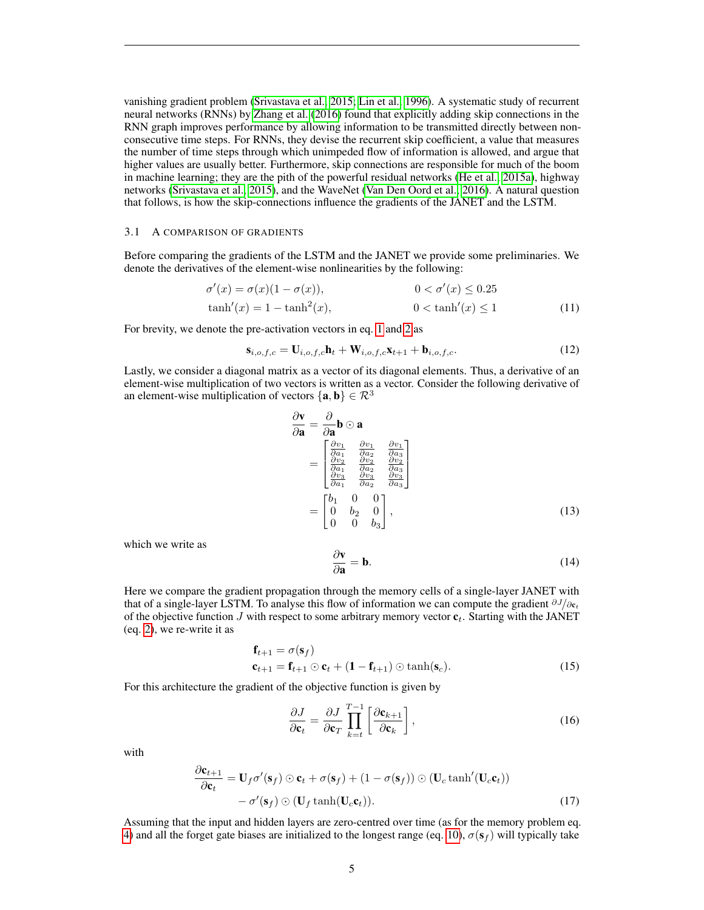vanishing gradient problem (Srivastava et al., 2015; Lin et al., 1996). A systematic study of recurrent neural networks (RNNs) by Zhang et al. (2016) found that explicitly adding skip connections in the RNN graph improves performance by allowing information to be transmitted directly between non-consecutive time steps. For RNNs, they devise the recurrent skip coefficient, a value that measures the number of time steps through which unimpeded flow of information is allowed, and argue that higher values are usually better. Furthermore, skip connections are responsible for much of the boom in machine learning; they are the pith of the powerful residual networks (He et al., 2015a), highway networks (Srivastava et al., 2015), and the WaveNet (Van Den Oord et al., 2016). A natural question that follows, is how the skip-connections influence the gradients of the JANET and the LSTM.

### 3.1 A comparison of gradients

Before comparing the gradients of the LSTM and the JANET we provide some preliminaries. We denote the derivatives of the element-wise nonlinearities by the following:

$$
\begin{aligned}
\sigma'(x) &= \sigma(x)(1-\sigma(x)), & 0 < \sigma'(x) \leq 0.25 \\
\tanh'(x) &= 1 - \tanh^2(x), & 0 < \tanh'(x) \leq 1
\end{aligned} \tag{11}
$$

For brevity, we denote the pre-activation vectors in eq. 1 and 2 as

$$
\mathbf{s}_{i,o,f,c} = \mathbf{U}_{i,o,f,c}\mathbf{h}_t + \mathbf{W}_{i,o,f,c}\mathbf{x}_{t+1} + \mathbf{b}_{i,o,f,c}. \tag{12}
$$

Lastly, we consider a diagonal matrix as a vector of its diagonal elements. Thus, a derivative of an element-wise multiplication of two vectors is written as a vector. Consider the following derivative of an element-wise multiplication of vectors $\{\mathbf{a}, \mathbf{b}\} \in \mathcal{R}^3$

$$
\begin{aligned}
\frac{\partial \mathbf{v}}{\partial \mathbf{a}} &= \frac{\partial}{\partial \mathbf{a}} \mathbf{b} \odot \mathbf{a} \\
&= \begin{bmatrix} \frac{\partial v_1}{\partial a_1} & \frac{\partial v_1}{\partial a_2} & \frac{\partial v_1}{\partial a_3} \\ \frac{\partial v_2}{\partial a_1} & \frac{\partial v_2}{\partial a_2} & \frac{\partial v_2}{\partial a_3} \\ \frac{\partial v_3}{\partial a_1} & \frac{\partial v_3}{\partial a_2} & \frac{\partial v_3}{\partial a_3} \end{bmatrix} \\
&= \begin{bmatrix} b_1 & 0 & 0 \\ 0 & b_2 & 0 \\ 0 & 0 & b_3 \end{bmatrix},
\end{aligned} \tag{13}
$$

which we write as

$$
\frac{\partial \mathbf{v}}{\partial \mathbf{a}} = \mathbf{b}. \tag{14}
$$

Here we compare the gradient propagation through the memory cells of a single-layer JANET with that of a single-layer LSTM. To analyse this flow of information we can compute the gradient $\partial J / \partial \mathbf{c}_t$ of the objective function $J$ with respect to some arbitrary memory vector $\mathbf{c}_t$. Starting with the JANET (eq. 2), we re-write it as

$$
\begin{aligned}
\mathbf{f}_{t+1} &= \sigma(\mathbf{s}_f) \\
\mathbf{c}_{t+1} &= \mathbf{f}_{t+1} \odot \mathbf{c}_t + (\mathbf{1} - \mathbf{f}_{t+1}) \odot \tanh(\mathbf{s}_c).
\end{aligned} \tag{15}
$$

For this architecture the gradient of the objective function is given by

$$
\frac{\partial J}{\partial \mathbf{c}_t} = \frac{\partial J}{\partial \mathbf{c}_T} \prod_{k=t}^{T-1} \left[ \frac{\partial \mathbf{c}_{k+1}}{\partial \mathbf{c}_k} \right], \tag{16}
$$

with

$$
\begin{aligned}
\frac{\partial \mathbf{c}_{t+1}}{\partial \mathbf{c}_t} = \mathbf{U}_f \sigma'(\mathbf{s}_f) \odot \mathbf{c}_t + \sigma(\mathbf{s}_f) + (1 - \sigma(\mathbf{s}_f)) \odot (\mathbf{U}_c \tanh'(\mathbf{U}_c \mathbf{c}_t)) \\
- \sigma'(\mathbf{s}_f) \odot (\mathbf{U}_f \tanh(\mathbf{U}_c \mathbf{c}_t)).
\end{aligned} \tag{17}
$$

Assuming that the input and hidden layers are zero-centred over time (as for the memory problem eq. 4) and all the forget gate biases are initialized to the longest range (eq. 10), $\sigma(\mathbf{s}_f)$ will typically take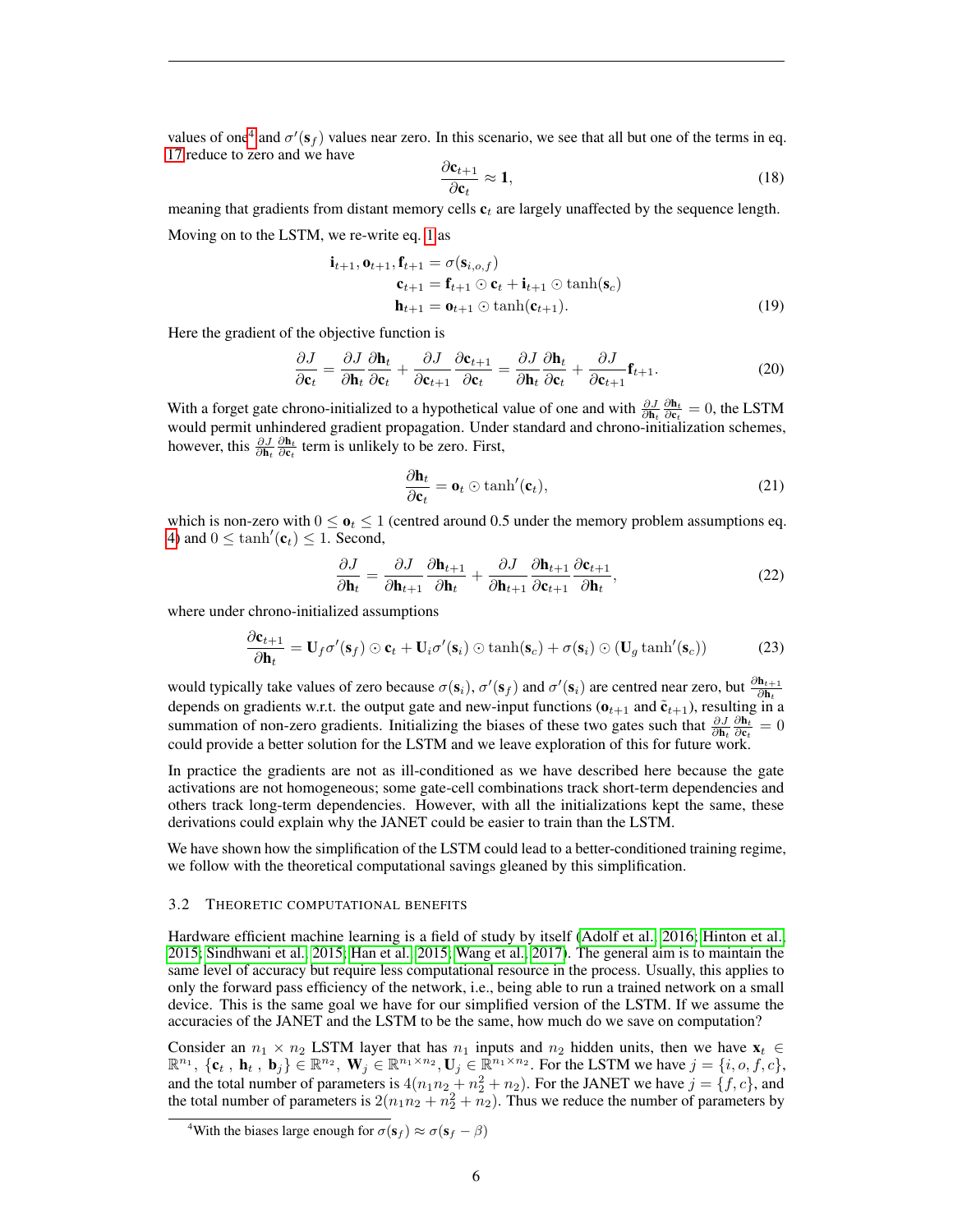values of one[4] and $\sigma'(\mathbf{s}_f)$ values near zero. In this scenario, we see that all but one of the terms in eq. 17 reduce to zero and we have

$$\frac{\partial \mathbf{c}_{t+1}}{\partial \mathbf{c}_t} \approx \mathbf{1}, \tag{18}$$

meaning that gradients from distant memory cells $\mathbf{c}_t$ are largely unaffected by the sequence length.

Moving on to the LSTM, we re-write eq. 1 as

$$\begin{aligned}
\mathbf{i}_{t+1}, \mathbf{o}_{t+1}, \mathbf{f}_{t+1} &= \sigma(\mathbf{s}_{i,o,f}) \\
\mathbf{c}_{t+1} &= \mathbf{f}_{t+1} \odot \mathbf{c}_t + \mathbf{i}_{t+1} \odot \tanh(\mathbf{s}_c) \\
\mathbf{h}_{t+1} &= \mathbf{o}_{t+1} \odot \tanh(\mathbf{c}_{t+1}).
\end{aligned} \tag{19}$$

Here the gradient of the objective function is

$$\frac{\partial J}{\partial \mathbf{c}_t} = \frac{\partial J}{\partial \mathbf{h}_t}\frac{\partial \mathbf{h}_t}{\partial \mathbf{c}_t} + \frac{\partial J}{\partial \mathbf{c}_{t+1}}\frac{\partial \mathbf{c}_{t+1}}{\partial \mathbf{c}_t} = \frac{\partial J}{\partial \mathbf{h}_t}\frac{\partial \mathbf{h}_t}{\partial \mathbf{c}_t} + \frac{\partial J}{\partial \mathbf{c}_{t+1}}\mathbf{f}_{t+1}. \tag{20}$$

With a forget gate chrono-initialized to a hypothetical value of one and with $\frac{\partial J}{\partial \mathbf{h}_t}\frac{\partial \mathbf{h}_t}{\partial \mathbf{c}_t} = 0$, the LSTM would permit unhindered gradient propagation. Under standard and chrono-initialization schemes, however, this $\frac{\partial J}{\partial \mathbf{h}_t}\frac{\partial \mathbf{h}_t}{\partial \mathbf{c}_t}$ term is unlikely to be zero. First,

$$\frac{\partial \mathbf{h}_t}{\partial \mathbf{c}_t} = \mathbf{o}_t \odot \tanh'(\mathbf{c}_t), \tag{21}$$

which is non-zero with $0 \leq \mathbf{o}_t \leq 1$ (centred around 0.5 under the memory problem assumptions eq. 4) and $0 \leq \tanh'(\mathbf{c}_t) \leq 1$. Second,

$$\frac{\partial J}{\partial \mathbf{h}_t} = \frac{\partial J}{\partial \mathbf{h}_{t+1}}\frac{\partial \mathbf{h}_{t+1}}{\partial \mathbf{h}_t} + \frac{\partial J}{\partial \mathbf{h}_{t+1}}\frac{\partial \mathbf{h}_{t+1}}{\partial \mathbf{c}_{t+1}}\frac{\partial \mathbf{c}_{t+1}}{\partial \mathbf{h}_t}, \tag{22}$$

where under chrono-initialized assumptions

$$\frac{\partial \mathbf{c}_{t+1}}{\partial \mathbf{h}_t} = \mathbf{U}_f \sigma'(\mathbf{s}_f) \odot \mathbf{c}_t + \mathbf{U}_i \sigma'(\mathbf{s}_i) \odot \tanh(\mathbf{s}_c) + \sigma(\mathbf{s}_i) \odot (\mathbf{U}_g \tanh'(\mathbf{s}_c)) \tag{23}$$

would typically take values of zero because $\sigma(\mathbf{s}_i)$, $\sigma'(\mathbf{s}_f)$ and $\sigma'(\mathbf{s}_i)$ are centred near zero, but $\frac{\partial \mathbf{h}_{t+1}}{\partial \mathbf{h}_t}$ depends on gradients w.r.t. the output gate and new-input functions ($\mathbf{o}_{t+1}$ and $\tilde{\mathbf{c}}_{t+1}$), resulting in a summation of non-zero gradients. Initializing the biases of these two gates such that $\frac{\partial J}{\partial \mathbf{h}_t}\frac{\partial \mathbf{h}_t}{\partial \mathbf{c}_t} = 0$ could provide a better solution for the LSTM and we leave exploration of this for future work.

In practice the gradients are not as ill-conditioned as we have described here because the gate activations are not homogeneous; some gate-cell combinations track short-term dependencies and others track long-term dependencies. However, with all the initializations kept the same, these derivations could explain why the JANET could be easier to train than the LSTM.

We have shown how the simplification of the LSTM could lead to a better-conditioned training regime, we follow with the theoretical computational savings gleaned by this simplification.

### 3.2 Theoretic computational benefits

Hardware efficient machine learning is a field of study by itself (Adolf et al., 2016; Hinton et al., 2015; Sindhwani et al., 2015; Han et al., 2015; Wang et al., 2017). The general aim is to maintain the same level of accuracy but require less computational resource in the process. Usually, this applies to only the forward pass efficiency of the network, i.e., being able to run a trained network on a small device. This is the same goal we have for our simplified version of the LSTM. If we assume the accuracies of the JANET and the LSTM to be the same, how much do we save on computation?

Consider an $n_1 \times n_2$ LSTM layer that has $n_1$ inputs and $n_2$ hidden units, then we have $\mathbf{x}_t \in \mathbb{R}^{n_1}$, $\{\mathbf{c}_t, \mathbf{h}_t, \mathbf{b}_j\} \in \mathbb{R}^{n_2}$, $\mathbf{W}_j \in \mathbb{R}^{n_1 \times n_2}$, $\mathbf{U}_j \in \mathbb{R}^{n_1 \times n_2}$. For the LSTM we have $j = \{i, o, f, c\}$, and the total number of parameters is $4(n_1 n_2 + n_2^2 + n_2)$. For the JANET we have $j = \{f, c\}$, and the total number of parameters is $2(n_1 n_2 + n_2^2 + n_2)$. Thus we reduce the number of parameters by

[4] With the biases large enough for $\sigma(\mathbf{s}_f) \approx \sigma(\mathbf{s}_f - \beta)$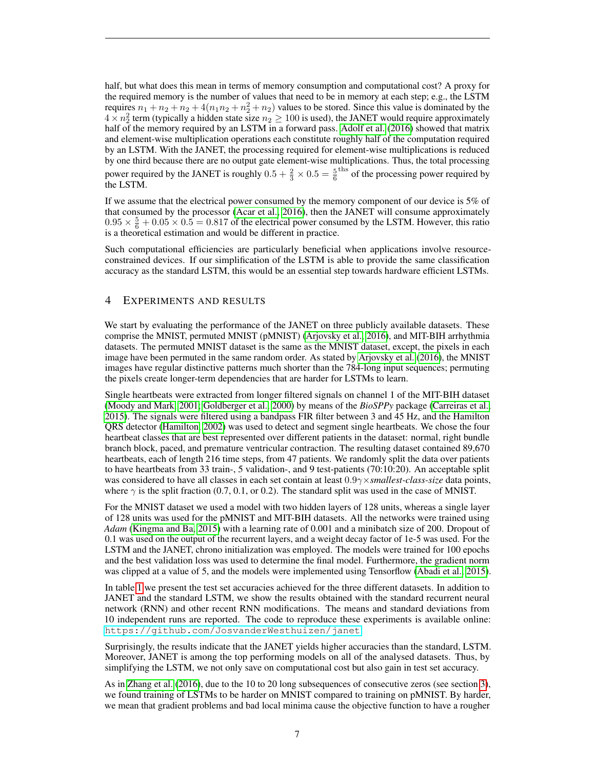half, but what does this mean in terms of memory consumption and computational cost? A proxy for the required memory is the number of values that need to be in memory at each step; e.g., the LSTM requires $n_1 + n_2 + n_2 + 4(n_1 n_2 + n_2^2 + n_2)$ values to be stored. Since this value is dominated by the $4 \times n_2^2$ term (typically a hidden state size $n_2 \geq 100$ is used), the JANET would require approximately half of the memory required by an LSTM in a forward pass. Adolf et al. (2016) showed that matrix and element-wise multiplication operations each constitute roughly half of the computation required by an LSTM. With the JANET, the processing required for element-wise multiplications is reduced by one third because there are no output gate element-wise multiplications. Thus, the total processing power required by the JANET is roughly $0.5 + \frac{2}{3} \times 0.5 = \frac{5}{6}^{\text{ths}}$ of the processing power required by the LSTM.

If we assume that the electrical power consumed by the memory component of our device is 5% of that consumed by the processor (Acar et al., 2016), then the JANET will consume approximately $0.95 \times \frac{5}{6} + 0.05 \times 0.5 = 0.817$ of the electrical power consumed by the LSTM. However, this ratio is a theoretical estimation and would be different in practice.

Such computational efficiencies are particularly beneficial when applications involve resource-constrained devices. If our simplification of the LSTM is able to provide the same classification accuracy as the standard LSTM, this would be an essential step towards hardware efficient LSTMs.

## 4 Experiments and Results

We start by evaluating the performance of the JANET on three publicly available datasets. These comprise the MNIST, permuted MNIST (pMNIST) (Arjovsky et al., 2016), and MIT-BIH arrhythmia datasets. The permuted MNIST dataset is the same as the MNIST dataset, except, the pixels in each image have been permuted in the same random order. As stated by Arjovsky et al. (2016), the MNIST images have regular distinctive patterns much shorter than the 784-long input sequences; permuting the pixels create longer-term dependencies that are harder for LSTMs to learn.

Single heartbeats were extracted from longer filtered signals on channel 1 of the MIT-BIH dataset (Moody and Mark, 2001; Goldberger et al., 2000) by means of the *BioSPPy* package (Carreiras et al., 2015). The signals were filtered using a bandpass FIR filter between 3 and 45 Hz, and the Hamilton QRS detector (Hamilton, 2002) was used to detect and segment single heartbeats. We chose the four heartbeat classes that are best represented over different patients in the dataset: normal, right bundle branch block, paced, and premature ventricular contraction. The resulting dataset contained 89,670 heartbeats, each of length 216 time steps, from 47 patients. We randomly split the data over patients to have heartbeats from 33 train-, 5 validation-, and 9 test-patients (70:10:20). An acceptable split was considered to have all classes in each set contain at least $0.9\gamma\times$*smallest-class-size* data points, where $\gamma$ is the split fraction (0.7, 0.1, or 0.2). The standard split was used in the case of MNIST.

For the MNIST dataset we used a model with two hidden layers of 128 units, whereas a single layer of 128 units was used for the pMNIST and MIT-BIH datasets. All the networks were trained using *Adam* (Kingma and Ba, 2015) with a learning rate of 0.001 and a minibatch size of 200. Dropout of 0.1 was used on the output of the recurrent layers, and a weight decay factor of 1e-5 was used. For the LSTM and the JANET, chrono initialization was employed. The models were trained for 100 epochs and the best validation loss was used to determine the final model. Furthermore, the gradient norm was clipped at a value of 5, and the models were implemented using Tensorflow (Abadi et al., 2015).

In table 1 we present the test set accuracies achieved for the three different datasets. In addition to JANET and the standard LSTM, we show the results obtained with the standard recurrent neural network (RNN) and other recent RNN modifications. The means and standard deviations from 10 independent runs are reported. The code to reproduce these experiments is available online: https://github.com/JosvanderWesthuizen/janet

Surprisingly, the results indicate that the JANET yields higher accuracies than the standard, LSTM. Moreover, JANET is among the top performing models on all of the analysed datasets. Thus, by simplifying the LSTM, we not only save on computational cost but also gain in test set accuracy.

As in Zhang et al. (2016), due to the 10 to 20 long subsequences of consecutive zeros (see section 3), we found training of LSTMs to be harder on MNIST compared to training on pMNIST. By harder, we mean that gradient problems and bad local minima cause the objective function to have a rougher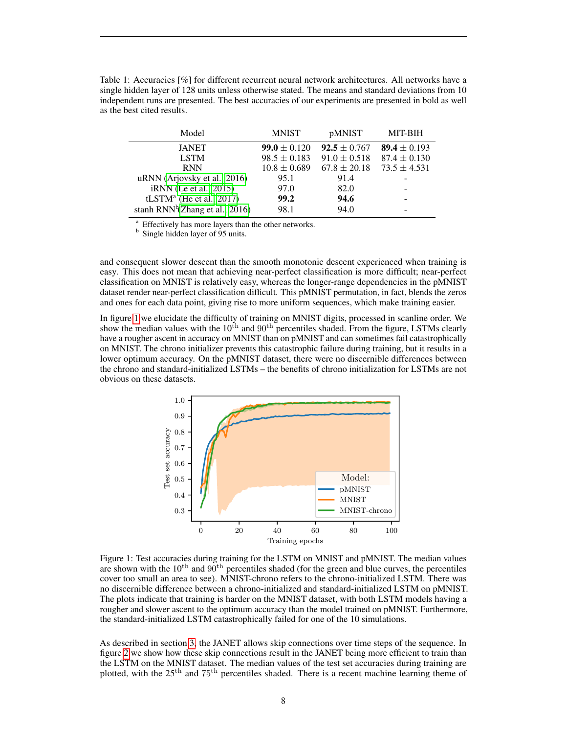Table 1: Accuracies [%] for different recurrent neural network architectures. All networks have a single hidden layer of 128 units unless otherwise stated. The means and standard deviations from 10 independent runs are presented. The best accuracies of our experiments are presented in bold as well as the best cited results.

| Model | MNIST | pMNIST | MIT-BIH |
|---|---|---|---|
| JANET | **99.0** $\pm$ 0.120 | **92.5** $\pm$ 0.767 | **89.4** $\pm$ 0.193 |
| LSTM | 98.5 $\pm$ 0.183 | 91.0 $\pm$ 0.518 | 87.4 $\pm$ 0.130 |
| RNN | 10.8 $\pm$ 0.689 | 67.8 $\pm$ 20.18 | 73.5 $\pm$ 4.531 |
| uRNN (Arjovsky et al., 2016) | 95.1 | 91.4 | - |
| iRNN (Le et al., 2015) | 97.0 | 82.0 | - |
| tLSTM[a] (He et al., 2017) | **99.2** | **94.6** | - |
| stanh RNN[b](Zhang et al., 2016) | 98.1 | 94.0 | - |

[a] Effectively has more layers than the other networks.
[b] Single hidden layer of 95 units.

and consequent slower descent than the smooth monotonic descent experienced when training is easy. This does not mean that achieving near-perfect classification is more difficult; near-perfect classification on MNIST is relatively easy, whereas the longer-range dependencies in the pMNIST dataset render near-perfect classification difficult. This pMNIST permutation, in fact, blends the zeros and ones for each data point, giving rise to more uniform sequences, which make training easier.

In figure 1 we elucidate the difficulty of training on MNIST digits, processed in scanline order. We show the median values with the $10^{\text{th}}$ and $90^{\text{th}}$ percentiles shaded. From the figure, LSTMs clearly have a rougher ascent in accuracy on MNIST than on pMNIST and can sometimes fail catastrophically on MNIST. The chrono initializer prevents this catastrophic failure during training, but it results in a lower optimum accuracy. On the pMNIST dataset, there were no discernible differences between the chrono and standard-initialized LSTMs – the benefits of chrono initialization for LSTMs are not obvious on these datasets.

Figure 1: Test accuracies during training for the LSTM on MNIST and pMNIST. The median values are shown with the $10^{\text{th}}$ and $90^{\text{th}}$ percentiles shaded (for the green and blue curves, the percentiles cover too small an area to see). MNIST-chrono refers to the chrono-initialized LSTM. There was no discernible difference between a chrono-initialized and standard-initialized LSTM on pMNIST. The plots indicate that training is harder on the MNIST dataset, with both LSTM models having a rougher and slower ascent to the optimum accuracy than the model trained on pMNIST. Furthermore, the standard-initialized LSTM catastrophically failed for one of the 10 simulations.

As described in section 3, the JANET allows skip connections over time steps of the sequence. In figure 2 we show how these skip connections result in the JANET being more efficient to train than the LSTM on the MNIST dataset. The median values of the test set accuracies during training are plotted, with the $25^{\text{th}}$ and $75^{\text{th}}$ percentiles shaded. There is a recent machine learning theme of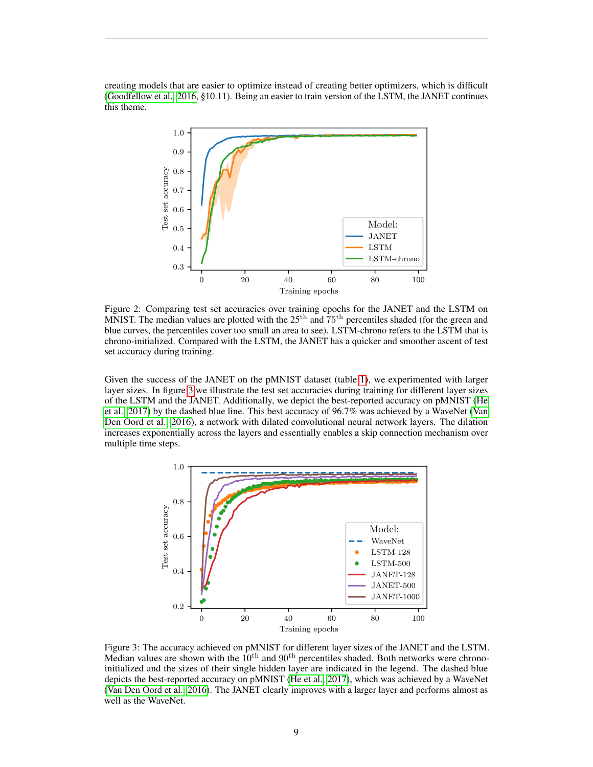creating models that are easier to optimize instead of creating better optimizers, which is difficult (Goodfellow et al., 2016, §10.11). Being an easier to train version of the LSTM, the JANET continues this theme.

Figure 2: Comparing test set accuracies over training epochs for the JANET and the LSTM on MNIST. The median values are plotted with the 25$^{\text{th}}$ and 75$^{\text{th}}$ percentiles shaded (for the green and blue curves, the percentiles cover too small an area to see). LSTM-chrono refers to the LSTM that is chrono-initialized. Compared with the LSTM, the JANET has a quicker and smoother ascent of test set accuracy during training.

Given the success of the JANET on the pMNIST dataset (table 1), we experimented with larger layer sizes. In figure 3 we illustrate the test set accuracies during training for different layer sizes of the LSTM and the JANET. Additionally, we depict the best-reported accuracy on pMNIST (He et al., 2017) by the dashed blue line. This best accuracy of 96.7% was achieved by a WaveNet (Van Den Oord et al., 2016), a network with dilated convolutional neural network layers. The dilation increases exponentially across the layers and essentially enables a skip connection mechanism over multiple time steps.

Figure 3: The accuracy achieved on pMNIST for different layer sizes of the JANET and the LSTM. Median values are shown with the 10$^{\text{th}}$ and 90$^{\text{th}}$ percentiles shaded. Both networks were chrono-initialized and the sizes of their single hidden layer are indicated in the legend. The dashed blue depicts the best-reported accuracy on pMNIST (He et al., 2017), which was achieved by a WaveNet (Van Den Oord et al., 2016). The JANET clearly improves with a larger layer and performs almost as well as the WaveNet.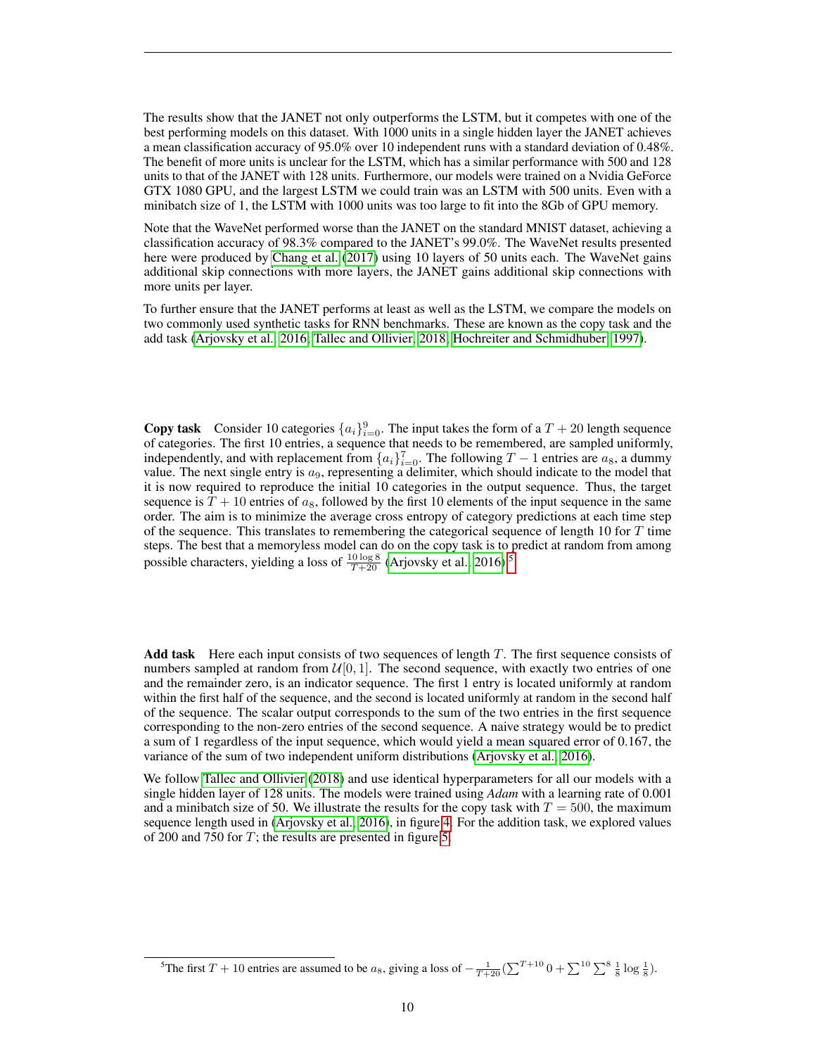The results show that the JANET not only outperforms the LSTM, but it competes with one of the best performing models on this dataset. With 1000 units in a single hidden layer the JANET achieves a mean classification accuracy of 95.0% over 10 independent runs with a standard deviation of 0.48%. The benefit of more units is unclear for the LSTM, which has a similar performance with 500 and 128 units to that of the JANET with 128 units. Furthermore, our models were trained on a Nvidia GeForce GTX 1080 GPU, and the largest LSTM we could train was an LSTM with 500 units. Even with a minibatch size of 1, the LSTM with 1000 units was too large to fit into the 8Gb of GPU memory.

Note that the WaveNet performed worse than the JANET on the standard MNIST dataset, achieving a classification accuracy of 98.3% compared to the JANET's 99.0%. The WaveNet results presented here were produced by Chang et al. (2017) using 10 layers of 50 units each. The WaveNet gains additional skip connections with more layers, the JANET gains additional skip connections with more units per layer.

To further ensure that the JANET performs at least as well as the LSTM, we compare the models on two commonly used synthetic tasks for RNN benchmarks. These are known as the copy task and the add task (Arjovsky et al., 2016; Tallec and Ollivier, 2018; Hochreiter and Schmidhuber, 1997).

**Copy task** Consider 10 categories $\{a_i\}_{i=0}^{9}$. The input takes the form of a $T + 20$ length sequence of categories. The first 10 entries, a sequence that needs to be remembered, are sampled uniformly, independently, and with replacement from $\{a_i\}_{i=0}^{7}$. The following $T - 1$ entries are $a_8$, a dummy value. The next single entry is $a_9$, representing a delimiter, which should indicate to the model that it is now required to reproduce the initial 10 categories in the output sequence. Thus, the target sequence is $T + 10$ entries of $a_8$, followed by the first 10 elements of the input sequence in the same order. The aim is to minimize the average cross entropy of category predictions at each time step of the sequence. This translates to remembering the categorical sequence of length 10 for $T$ time steps. The best that a memoryless model can do on the copy task is to predict at random from among possible characters, yielding a loss of $\frac{10 \log 8}{T+20}$ (Arjovsky et al., 2016)[5].

**Add task** Here each input consists of two sequences of length $T$. The first sequence consists of numbers sampled at random from $\mathcal{U}[0, 1]$. The second sequence, with exactly two entries of one and the remainder zero, is an indicator sequence. The first 1 entry is located uniformly at random within the first half of the sequence, and the second is located uniformly at random in the second half of the sequence. The scalar output corresponds to the sum of the two entries in the first sequence corresponding to the non-zero entries of the second sequence. A naive strategy would be to predict a sum of 1 regardless of the input sequence, which would yield a mean squared error of 0.167, the variance of the sum of two independent uniform distributions (Arjovsky et al., 2016).

We follow Tallec and Ollivier (2018) and use identical hyperparameters for all our models with a single hidden layer of 128 units. The models were trained using *Adam* with a learning rate of 0.001 and a minibatch size of 50. We illustrate the results for the copy task with $T = 500$, the maximum sequence length used in (Arjovsky et al., 2016), in figure 4. For the addition task, we explored values of 200 and 750 for $T$; the results are presented in figure 5.

[5] The first $T + 10$ entries are assumed to be $a_8$, giving a loss of $-\frac{1}{T+20}(\sum^{T+10} 0 + \sum^{10} \sum^{8} \frac{1}{8} \log \frac{1}{8})$.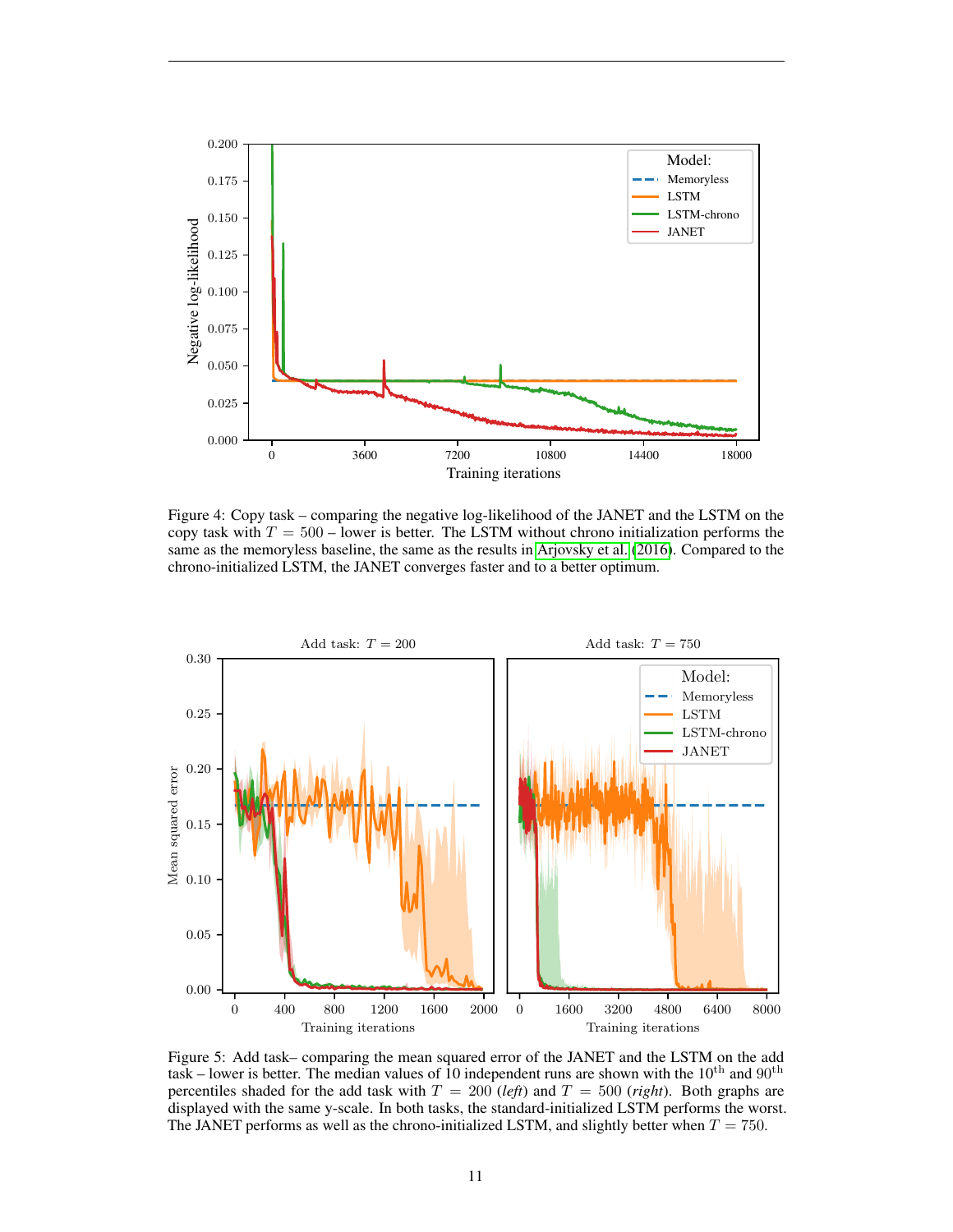Figure 4: Copy task – comparing the negative log-likelihood of the JANET and the LSTM on the copy task with $T = 500$ – lower is better. The LSTM without chrono initialization performs the same as the memoryless baseline, the same as the results in Arjovsky et al. (2016). Compared to the chrono-initialized LSTM, the JANET converges faster and to a better optimum.

Figure 5: Add task– comparing the mean squared error of the JANET and the LSTM on the add task – lower is better. The median values of 10 independent runs are shown with the $10^{\text{th}}$ and $90^{\text{th}}$ percentiles shaded for the add task with $T = 200$ (*left*) and $T = 500$ (*right*). Both graphs are displayed with the same y-scale. In both tasks, the standard-initialized LSTM performs the worst. The JANET performs as well as the chrono-initialized LSTM, and slightly better when $T = 750$.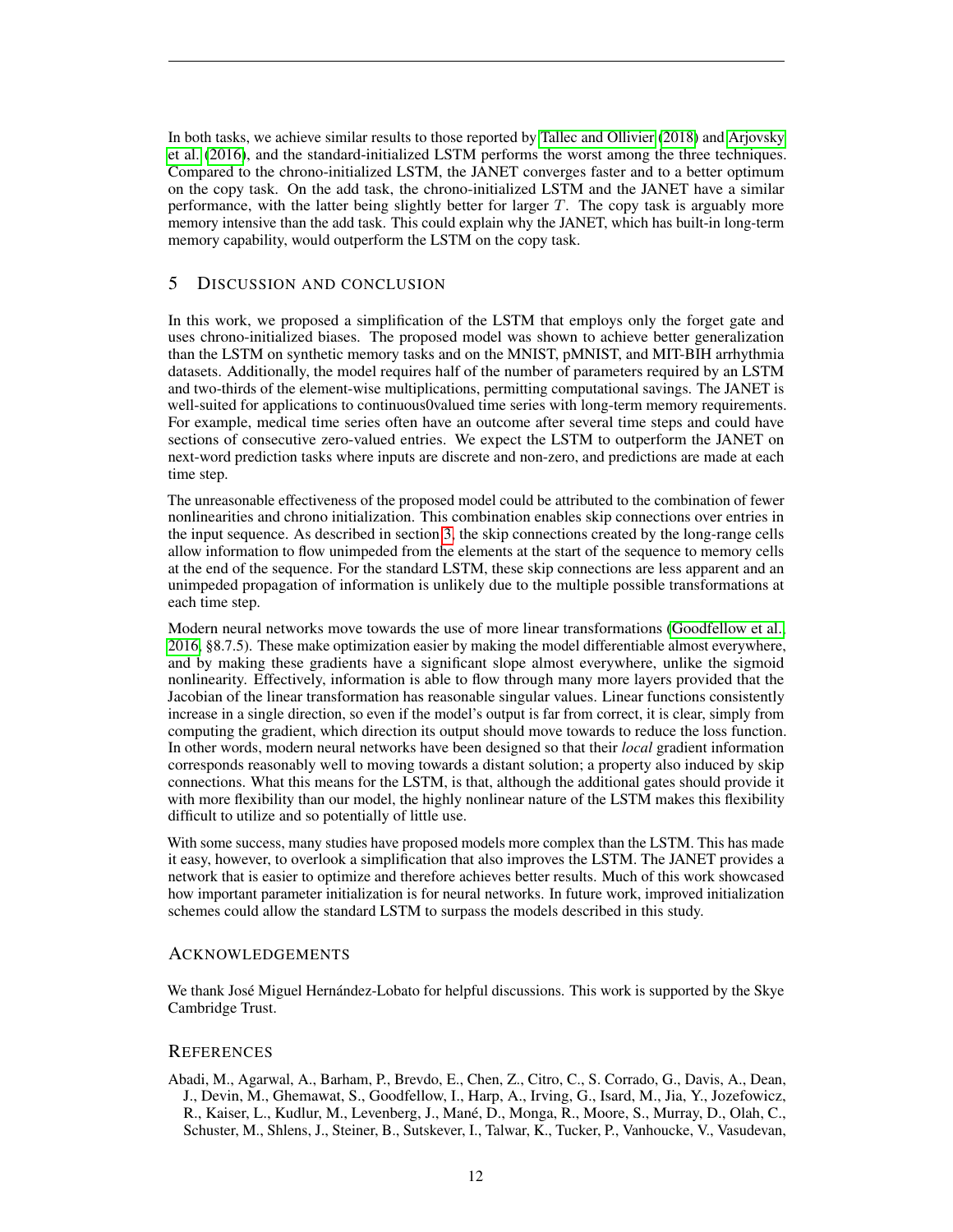In both tasks, we achieve similar results to those reported by Tallec and Ollivier (2018) and Arjovsky et al. (2016), and the standard-initialized LSTM performs the worst among the three techniques. Compared to the chrono-initialized LSTM, the JANET converges faster and to a better optimum on the copy task. On the add task, the chrono-initialized LSTM and the JANET have a similar performance, with the latter being slightly better for larger $T$. The copy task is arguably more memory intensive than the add task. This could explain why the JANET, which has built-in long-term memory capability, would outperform the LSTM on the copy task.

## 5 Discussion and Conclusion

In this work, we proposed a simplification of the LSTM that employs only the forget gate and uses chrono-initialized biases. The proposed model was shown to achieve better generalization than the LSTM on synthetic memory tasks and on the MNIST, pMNIST, and MIT-BIH arrhythmia datasets. Additionally, the model requires half of the number of parameters required by an LSTM and two-thirds of the element-wise multiplications, permitting computational savings. The JANET is well-suited for applications to continuous0valued time series with long-term memory requirements. For example, medical time series often have an outcome after several time steps and could have sections of consecutive zero-valued entries. We expect the LSTM to outperform the JANET on next-word prediction tasks where inputs are discrete and non-zero, and predictions are made at each time step.

The unreasonable effectiveness of the proposed model could be attributed to the combination of fewer nonlinearities and chrono initialization. This combination enables skip connections over entries in the input sequence. As described in section 3, the skip connections created by the long-range cells allow information to flow unimpeded from the elements at the start of the sequence to memory cells at the end of the sequence. For the standard LSTM, these skip connections are less apparent and an unimpeded propagation of information is unlikely due to the multiple possible transformations at each time step.

Modern neural networks move towards the use of more linear transformations (Goodfellow et al., 2016, §8.7.5). These make optimization easier by making the model differentiable almost everywhere, and by making these gradients have a significant slope almost everywhere, unlike the sigmoid nonlinearity. Effectively, information is able to flow through many more layers provided that the Jacobian of the linear transformation has reasonable singular values. Linear functions consistently increase in a single direction, so even if the model's output is far from correct, it is clear, simply from computing the gradient, which direction its output should move towards to reduce the loss function. In other words, modern neural networks have been designed so that their *local* gradient information corresponds reasonably well to moving towards a distant solution; a property also induced by skip connections. What this means for the LSTM, is that, although the additional gates should provide it with more flexibility than our model, the highly nonlinear nature of the LSTM makes this flexibility difficult to utilize and so potentially of little use.

With some success, many studies have proposed models more complex than the LSTM. This has made it easy, however, to overlook a simplification that also improves the LSTM. The JANET provides a network that is easier to optimize and therefore achieves better results. Much of this work showcased how important parameter initialization is for neural networks. In future work, improved initialization schemes could allow the standard LSTM to surpass the models described in this study.

### Acknowledgements

We thank José Miguel Hernández-Lobato for helpful discussions. This work is supported by the Skye Cambridge Trust.

## References

Abadi, M., Agarwal, A., Barham, P., Brevdo, E., Chen, Z., Citro, C., S. Corrado, G., Davis, A., Dean, J., Devin, M., Ghemawat, S., Goodfellow, I., Harp, A., Irving, G., Isard, M., Jia, Y., Jozefowicz, R., Kaiser, L., Kudlur, M., Levenberg, J., Mané, D., Monga, R., Moore, S., Murray, D., Olah, C., Schuster, M., Shlens, J., Steiner, B., Sutskever, I., Talwar, K., Tucker, P., Vanhoucke, V., Vasudevan,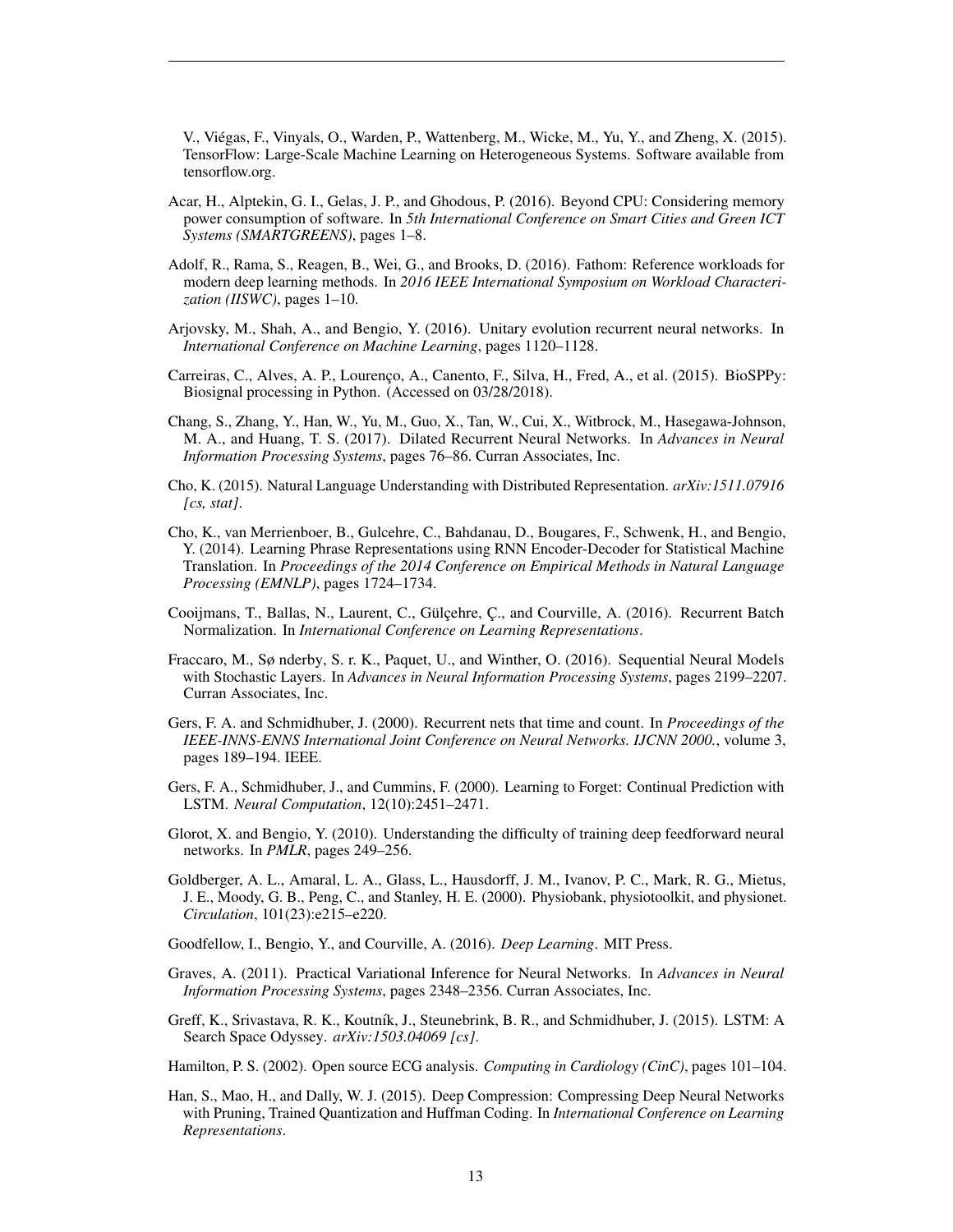V., Viégas, F., Vinyals, O., Warden, P., Wattenberg, M., Wicke, M., Yu, Y., and Zheng, X. (2015). TensorFlow: Large-Scale Machine Learning on Heterogeneous Systems. Software available from tensorflow.org.

Acar, H., Alptekin, G. I., Gelas, J. P., and Ghodous, P. (2016). Beyond CPU: Considering memory power consumption of software. In *5th International Conference on Smart Cities and Green ICT Systems (SMARTGREENS)*, pages 1–8.

Adolf, R., Rama, S., Reagen, B., Wei, G., and Brooks, D. (2016). Fathom: Reference workloads for modern deep learning methods. In *2016 IEEE International Symposium on Workload Characterization (IISWC)*, pages 1–10.

Arjovsky, M., Shah, A., and Bengio, Y. (2016). Unitary evolution recurrent neural networks. In *International Conference on Machine Learning*, pages 1120–1128.

Carreiras, C., Alves, A. P., Lourenço, A., Canento, F., Silva, H., Fred, A., et al. (2015). BioSPPy: Biosignal processing in Python. (Accessed on 03/28/2018).

Chang, S., Zhang, Y., Han, W., Yu, M., Guo, X., Tan, W., Cui, X., Witbrock, M., Hasegawa-Johnson, M. A., and Huang, T. S. (2017). Dilated Recurrent Neural Networks. In *Advances in Neural Information Processing Systems*, pages 76–86. Curran Associates, Inc.

Cho, K. (2015). Natural Language Understanding with Distributed Representation. *arXiv:1511.07916 [cs, stat]*.

Cho, K., van Merrienboer, B., Gulcehre, C., Bahdanau, D., Bougares, F., Schwenk, H., and Bengio, Y. (2014). Learning Phrase Representations using RNN Encoder-Decoder for Statistical Machine Translation. In *Proceedings of the 2014 Conference on Empirical Methods in Natural Language Processing (EMNLP)*, pages 1724–1734.

Cooijmans, T., Ballas, N., Laurent, C., Gülçehre, Ç., and Courville, A. (2016). Recurrent Batch Normalization. In *International Conference on Learning Representations*.

Fraccaro, M., Sø nderby, S. r. K., Paquet, U., and Winther, O. (2016). Sequential Neural Models with Stochastic Layers. In *Advances in Neural Information Processing Systems*, pages 2199–2207. Curran Associates, Inc.

Gers, F. A. and Schmidhuber, J. (2000). Recurrent nets that time and count. In *Proceedings of the IEEE-INNS-ENNS International Joint Conference on Neural Networks. IJCNN 2000.*, volume 3, pages 189–194. IEEE.

Gers, F. A., Schmidhuber, J., and Cummins, F. (2000). Learning to Forget: Continual Prediction with LSTM. *Neural Computation*, 12(10):2451–2471.

Glorot, X. and Bengio, Y. (2010). Understanding the difficulty of training deep feedforward neural networks. In *PMLR*, pages 249–256.

Goldberger, A. L., Amaral, L. A., Glass, L., Hausdorff, J. M., Ivanov, P. C., Mark, R. G., Mietus, J. E., Moody, G. B., Peng, C., and Stanley, H. E. (2000). Physiobank, physiotoolkit, and physionet. *Circulation*, 101(23):e215–e220.

Goodfellow, I., Bengio, Y., and Courville, A. (2016). *Deep Learning*. MIT Press.

Graves, A. (2011). Practical Variational Inference for Neural Networks. In *Advances in Neural Information Processing Systems*, pages 2348–2356. Curran Associates, Inc.

Greff, K., Srivastava, R. K., Koutník, J., Steunebrink, B. R., and Schmidhuber, J. (2015). LSTM: A Search Space Odyssey. *arXiv:1503.04069 [cs]*.

Hamilton, P. S. (2002). Open source ECG analysis. *Computing in Cardiology (CinC)*, pages 101–104.

Han, S., Mao, H., and Dally, W. J. (2015). Deep Compression: Compressing Deep Neural Networks with Pruning, Trained Quantization and Huffman Coding. In *International Conference on Learning Representations*.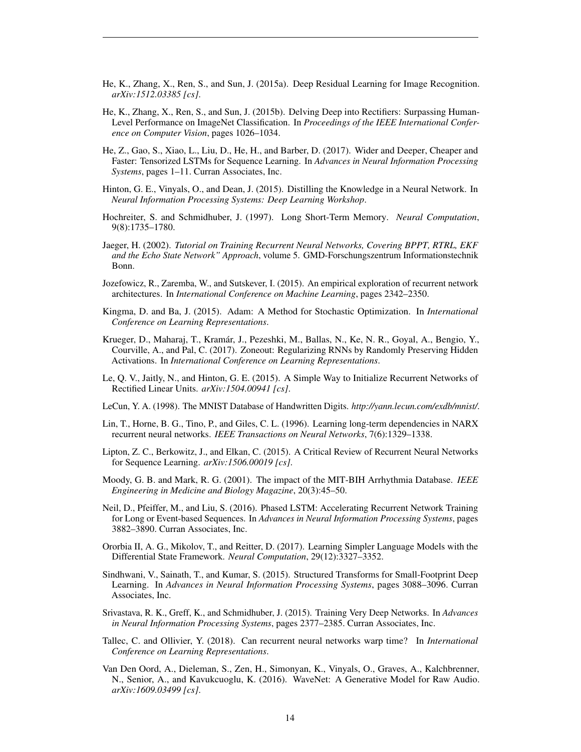He, K., Zhang, X., Ren, S., and Sun, J. (2015a). Deep Residual Learning for Image Recognition. *arXiv:1512.03385 [cs]*.

He, K., Zhang, X., Ren, S., and Sun, J. (2015b). Delving Deep into Rectifiers: Surpassing Human-Level Performance on ImageNet Classification. In *Proceedings of the IEEE International Conference on Computer Vision*, pages 1026–1034.

He, Z., Gao, S., Xiao, L., Liu, D., He, H., and Barber, D. (2017). Wider and Deeper, Cheaper and Faster: Tensorized LSTMs for Sequence Learning. In *Advances in Neural Information Processing Systems*, pages 1–11. Curran Associates, Inc.

Hinton, G. E., Vinyals, O., and Dean, J. (2015). Distilling the Knowledge in a Neural Network. In *Neural Information Processing Systems: Deep Learning Workshop*.

Hochreiter, S. and Schmidhuber, J. (1997). Long Short-Term Memory. *Neural Computation*, 9(8):1735–1780.

Jaeger, H. (2002). *Tutorial on Training Recurrent Neural Networks, Covering BPPT, RTRL, EKF and the Echo State Network" Approach*, volume 5. GMD-Forschungszentrum Informationstechnik Bonn.

Jozefowicz, R., Zaremba, W., and Sutskever, I. (2015). An empirical exploration of recurrent network architectures. In *International Conference on Machine Learning*, pages 2342–2350.

Kingma, D. and Ba, J. (2015). Adam: A Method for Stochastic Optimization. In *International Conference on Learning Representations*.

Krueger, D., Maharaj, T., Kramár, J., Pezeshki, M., Ballas, N., Ke, N. R., Goyal, A., Bengio, Y., Courville, A., and Pal, C. (2017). Zoneout: Regularizing RNNs by Randomly Preserving Hidden Activations. In *International Conference on Learning Representations*.

Le, Q. V., Jaitly, N., and Hinton, G. E. (2015). A Simple Way to Initialize Recurrent Networks of Rectified Linear Units. *arXiv:1504.00941 [cs]*.

LeCun, Y. A. (1998). The MNIST Database of Handwritten Digits. *http://yann.lecun.com/exdb/mnist/*.

Lin, T., Horne, B. G., Tino, P., and Giles, C. L. (1996). Learning long-term dependencies in NARX recurrent neural networks. *IEEE Transactions on Neural Networks*, 7(6):1329–1338.

Lipton, Z. C., Berkowitz, J., and Elkan, C. (2015). A Critical Review of Recurrent Neural Networks for Sequence Learning. *arXiv:1506.00019 [cs]*.

Moody, G. B. and Mark, R. G. (2001). The impact of the MIT-BIH Arrhythmia Database. *IEEE Engineering in Medicine and Biology Magazine*, 20(3):45–50.

Neil, D., Pfeiffer, M., and Liu, S. (2016). Phased LSTM: Accelerating Recurrent Network Training for Long or Event-based Sequences. In *Advances in Neural Information Processing Systems*, pages 3882–3890. Curran Associates, Inc.

Ororbia II, A. G., Mikolov, T., and Reitter, D. (2017). Learning Simpler Language Models with the Differential State Framework. *Neural Computation*, 29(12):3327–3352.

Sindhwani, V., Sainath, T., and Kumar, S. (2015). Structured Transforms for Small-Footprint Deep Learning. In *Advances in Neural Information Processing Systems*, pages 3088–3096. Curran Associates, Inc.

Srivastava, R. K., Greff, K., and Schmidhuber, J. (2015). Training Very Deep Networks. In *Advances in Neural Information Processing Systems*, pages 2377–2385. Curran Associates, Inc.

Tallec, C. and Ollivier, Y. (2018). Can recurrent neural networks warp time? In *International Conference on Learning Representations*.

Van Den Oord, A., Dieleman, S., Zen, H., Simonyan, K., Vinyals, O., Graves, A., Kalchbrenner, N., Senior, A., and Kavukcuoglu, K. (2016). WaveNet: A Generative Model for Raw Audio. *arXiv:1609.03499 [cs]*.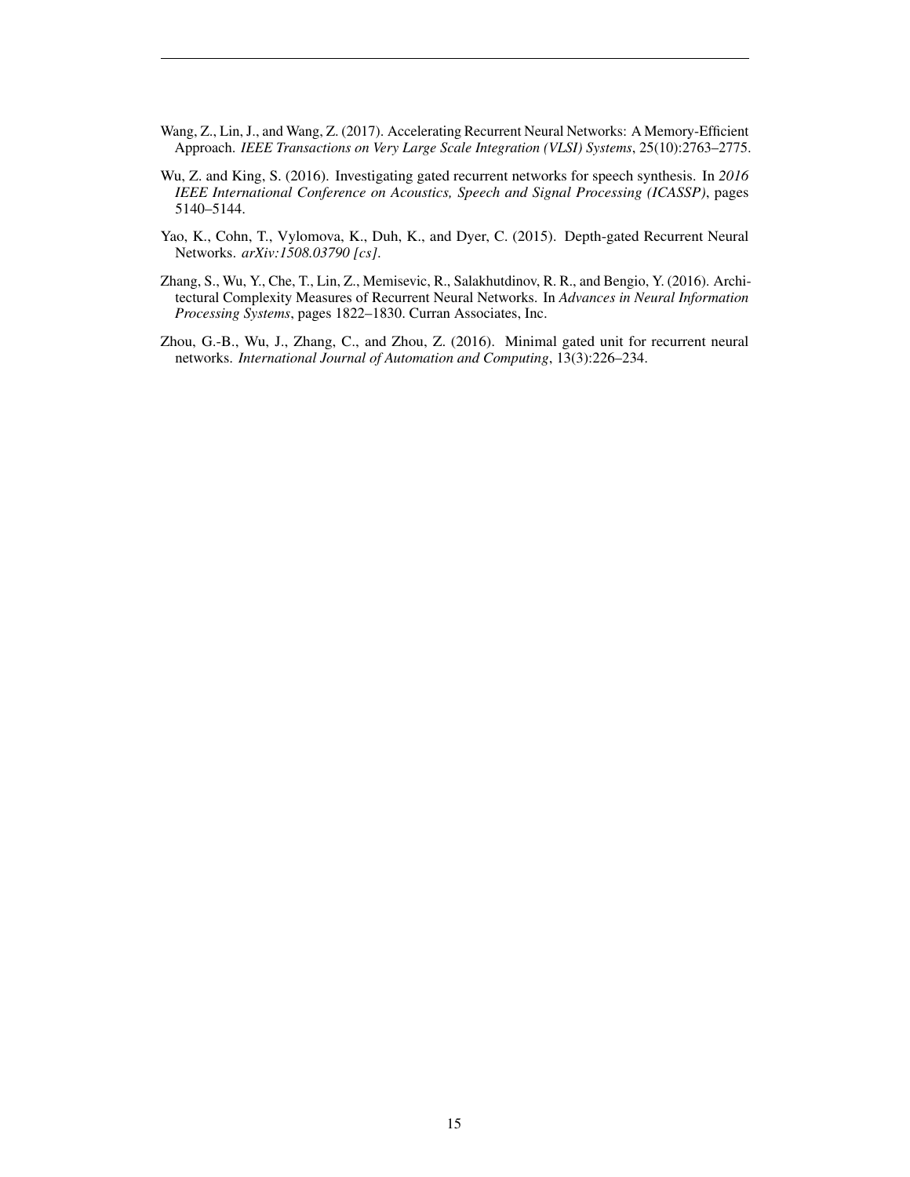Wang, Z., Lin, J., and Wang, Z. (2017). Accelerating Recurrent Neural Networks: A Memory-Efficient Approach. *IEEE Transactions on Very Large Scale Integration (VLSI) Systems*, 25(10):2763–2775.

Wu, Z. and King, S. (2016). Investigating gated recurrent networks for speech synthesis. In *2016 IEEE International Conference on Acoustics, Speech and Signal Processing (ICASSP)*, pages 5140–5144.

Yao, K., Cohn, T., Vylomova, K., Duh, K., and Dyer, C. (2015). Depth-gated Recurrent Neural Networks. *arXiv:1508.03790 [cs]*.

Zhang, S., Wu, Y., Che, T., Lin, Z., Memisevic, R., Salakhutdinov, R. R., and Bengio, Y. (2016). Architectural Complexity Measures of Recurrent Neural Networks. In *Advances in Neural Information Processing Systems*, pages 1822–1830. Curran Associates, Inc.

Zhou, G.-B., Wu, J., Zhang, C., and Zhou, Z. (2016). Minimal gated unit for recurrent neural networks. *International Journal of Automation and Computing*, 13(3):226–234.